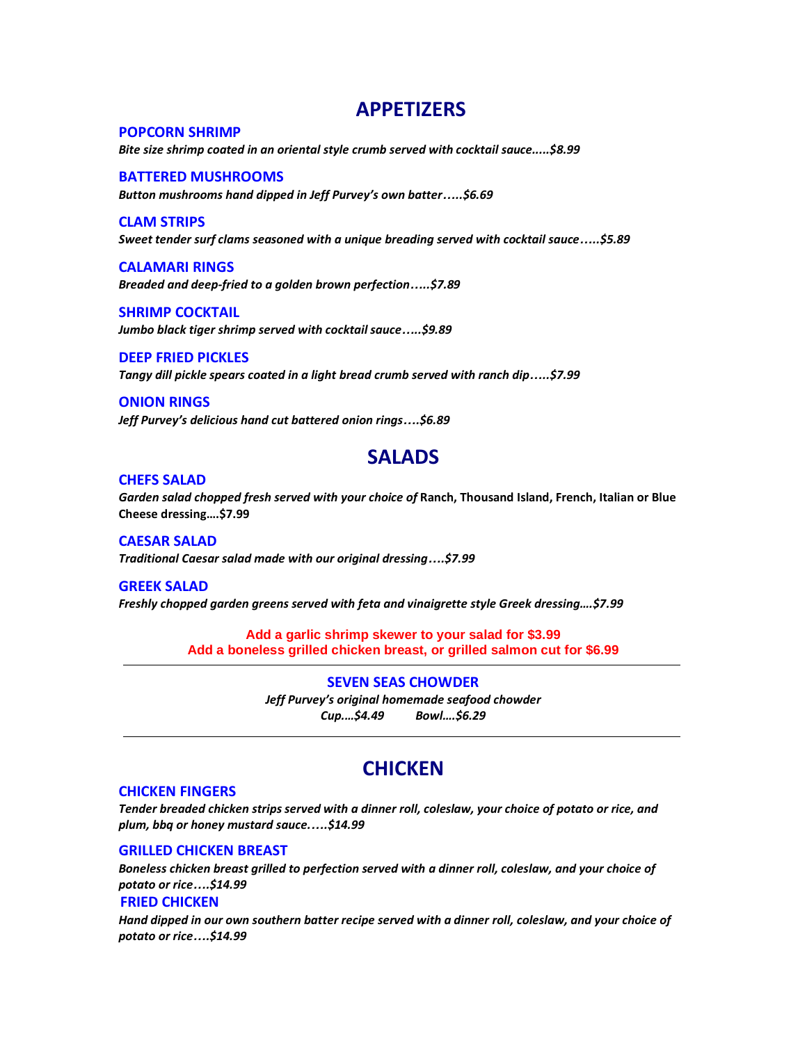# APPETIZERS

### POPCORN SHRIMP

***Bite size shrimp coated in an oriental style crumb served with cocktail sauce.....$8.99***

### BATTERED MUSHROOMS

***Button mushrooms hand dipped in Jeff Purvey's own batter…..$6.69***

### CLAM STRIPS

***Sweet tender surf clams seasoned with a unique breading served with cocktail sauce…..$5.89***

### CALAMARI RINGS

***Breaded and deep-fried to a golden brown perfection…..$7.89***

### SHRIMP COCKTAIL

***Jumbo black tiger shrimp served with cocktail sauce…..$9.89***

### DEEP FRIED PICKLES

***Tangy dill pickle spears coated in a light bread crumb served with ranch dip…..$7.99***

### ONION RINGS

***Jeff Purvey's delicious hand cut battered onion rings….$6.89***

# SALADS

### CHEFS SALAD

***Garden salad chopped fresh served with your choice of*** **Ranch, Thousand Island, French, Italian or Blue Cheese dressing….$7.99**

### CAESAR SALAD

***Traditional Caesar salad made with our original dressing….$7.99***

### GREEK SALAD

***Freshly chopped garden greens served with feta and vinaigrette style Greek dressing….$7.99***

**Add a garlic shrimp skewer to your salad for $3.99**
**Add a boneless grilled chicken breast, or grilled salmon cut for $6.99**

---

### SEVEN SEAS CHOWDER

***Jeff Purvey's original homemade seafood chowder***
***Cup….$4.49 Bowl….$6.29***

---

# CHICKEN

### CHICKEN FINGERS

***Tender breaded chicken strips served with a dinner roll, coleslaw, your choice of potato or rice, and plum, bbq or honey mustard sauce…..$14.99***

### GRILLED CHICKEN BREAST

***Boneless chicken breast grilled to perfection served with a dinner roll, coleslaw, and your choice of potato or rice….$14.99***

### FRIED CHICKEN

***Hand dipped in our own southern batter recipe served with a dinner roll, coleslaw, and your choice of potato or rice….$14.99***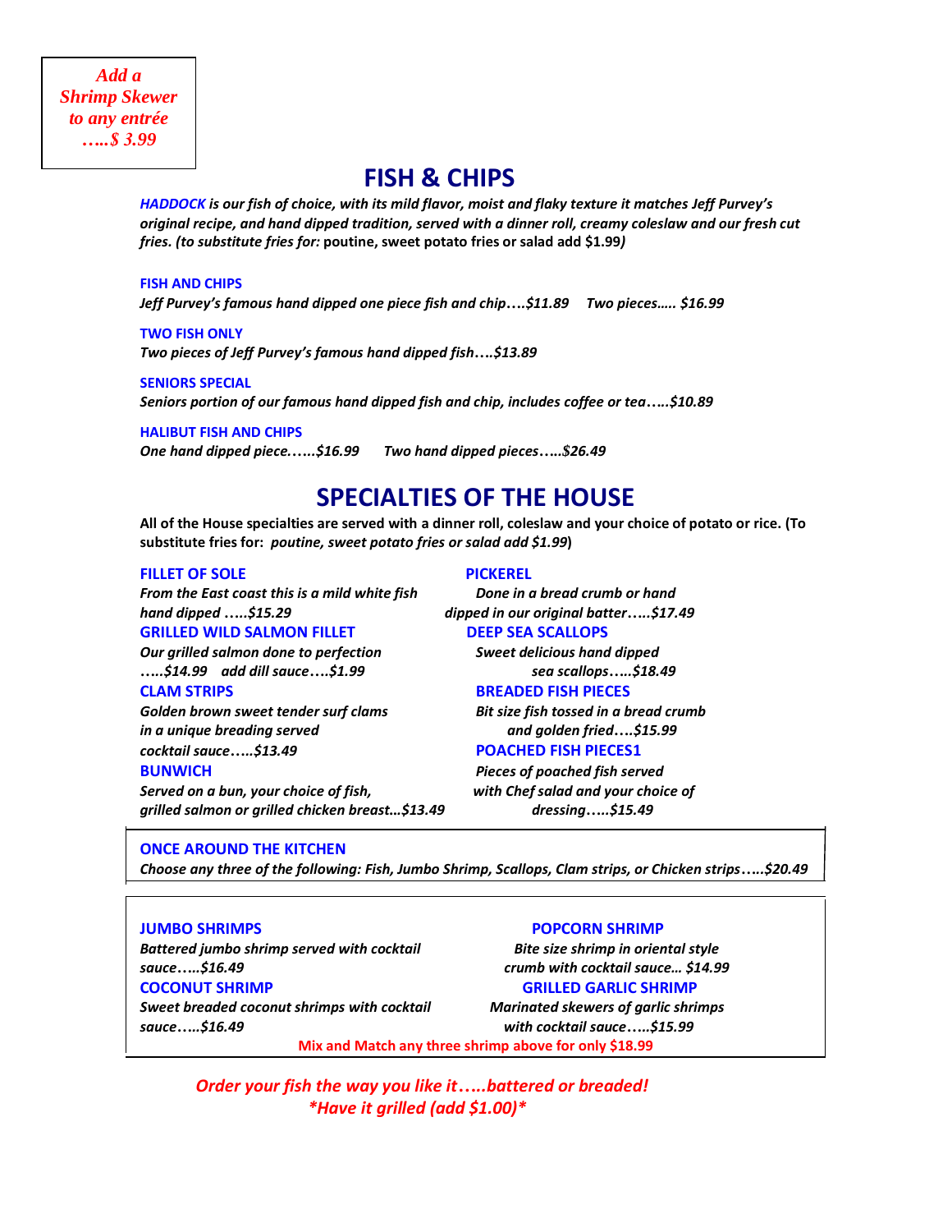*Add a Shrimp Skewer to any entrée …..$ 3.99*

# FISH & CHIPS

***HADDOCK** is our fish of choice, with its mild flavor, moist and flaky texture it matches Jeff Purvey's original recipe, and hand dipped tradition, served with a dinner roll, creamy coleslaw and our fresh cut fries. (to substitute fries for:* **poutine, sweet potato fries or salad add $1.99***)*

**FISH AND CHIPS**
*Jeff Purvey's famous hand dipped one piece fish and chip….$11.89 Two pieces….. $16.99*

**TWO FISH ONLY**
*Two pieces of Jeff Purvey's famous hand dipped fish….$13.89*

**SENIORS SPECIAL**
*Seniors portion of our famous hand dipped fish and chip, includes coffee or tea…..$10.89*

**HALIBUT FISH AND CHIPS**
*One hand dipped piece…...$16.99 Two hand dipped pieces…..$26.49*

# SPECIALTIES OF THE HOUSE

**All of the House specialties are served with a dinner roll, coleslaw and your choice of potato or rice. (To substitute fries for:** ***poutine, sweet potato fries or salad add $1.99*****)**

**FILLET OF SOLE**
*From the East coast this is a mild white fish hand dipped …..$15.29*

**GRILLED WILD SALMON FILLET**
*Our grilled salmon done to perfection …..$14.99 add dill sauce….$1.99*

**CLAM STRIPS**
*Golden brown sweet tender surf clams in a unique breading served cocktail sauce…..$13.49*

**BUNWICH**
*Served on a bun, your choice of fish, grilled salmon or grilled chicken breast…$13.49*

**PICKEREL**
*Done in a bread crumb or hand dipped in our original batter…..$17.49*

**DEEP SEA SCALLOPS**
*Sweet delicious hand dipped sea scallops…..$18.49*

**BREADED FISH PIECES**
*Bit size fish tossed in a bread crumb and golden fried….$15.99*

**POACHED FISH PIECES1**
*Pieces of poached fish served with Chef salad and your choice of dressing…..$15.49*

**ONCE AROUND THE KITCHEN**
*Choose any three of the following: Fish, Jumbo Shrimp, Scallops, Clam strips, or Chicken strips…..$20.49*

**JUMBO SHRIMPS**
*Battered jumbo shrimp served with cocktail sauce…..$16.49*

**COCONUT SHRIMP**
*Sweet breaded coconut shrimps with cocktail sauce…..$16.49*

**POPCORN SHRIMP**
*Bite size shrimp in oriental style crumb with cocktail sauce… $14.99*

**GRILLED GARLIC SHRIMP**
*Marinated skewers of garlic shrimps with cocktail sauce…..$15.99*

**Mix and Match any three shrimp above for only $18.99**

*Order your fish the way you like it…..battered or breaded!*
**Have it grilled (add $1.00)**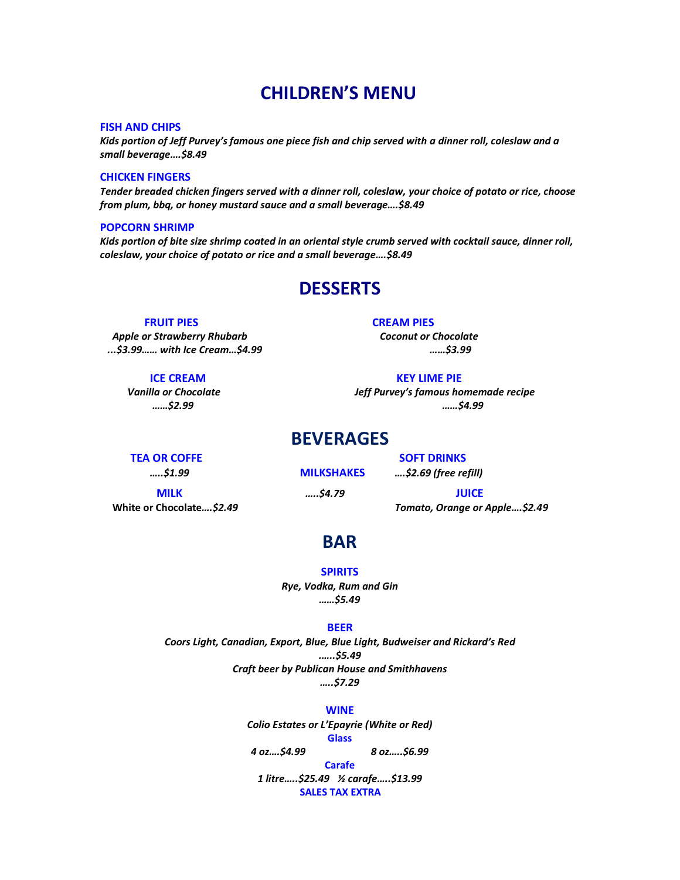# CHILDREN'S MENU

**FISH AND CHIPS**

***Kids portion of Jeff Purvey's famous one piece fish and chip served with a dinner roll, coleslaw and a small beverage….$8.49***

**CHICKEN FINGERS**

***Tender breaded chicken fingers served with a dinner roll, coleslaw, your choice of potato or rice, choose from plum, bbq, or honey mustard sauce and a small beverage….$8.49***

**POPCORN SHRIMP**

***Kids portion of bite size shrimp coated in an oriental style crumb served with cocktail sauce, dinner roll, coleslaw, your choice of potato or rice and a small beverage….$8.49***

# DESSERTS

**FRUIT PIES**

***Apple or Strawberry Rhubarb***

***...$3.99…… with Ice Cream…$4.99***

**CREAM PIES**

***Coconut or Chocolate***

***……$3.99***

**ICE CREAM**

***Vanilla or Chocolate***

***……$2.99***

**KEY LIME PIE**

***Jeff Purvey's famous homemade recipe***

***……$4.99***

# BEVERAGES

**TEA OR COFFE**

***…..$1.99***

**MILKSHAKES**

***…..$4.79***

**SOFT DRINKS**

***….$2.69 (free refill)***

**MILK**

**White or Chocolate*….$2.49***

**JUICE**

***Tomato, Orange or Apple….$2.49***

# BAR

**SPIRITS**

***Rye, Vodka, Rum and Gin***

***……$5.49***

**BEER**

***Coors Light, Canadian, Export, Blue, Blue Light, Budweiser and Rickard's Red***

***…...$5.49***

***Craft beer by Publican House and Smithhavens***

***…..$7.29***

**WINE**

***Colio Estates or L'Epayrie (White or Red)***

**Glass**

***4 oz….$4.99*** ***8 oz…..$6.99***

**Carafe**

***1 litre…..$25.49 ½ carafe…..$13.99***

**SALES TAX EXTRA**